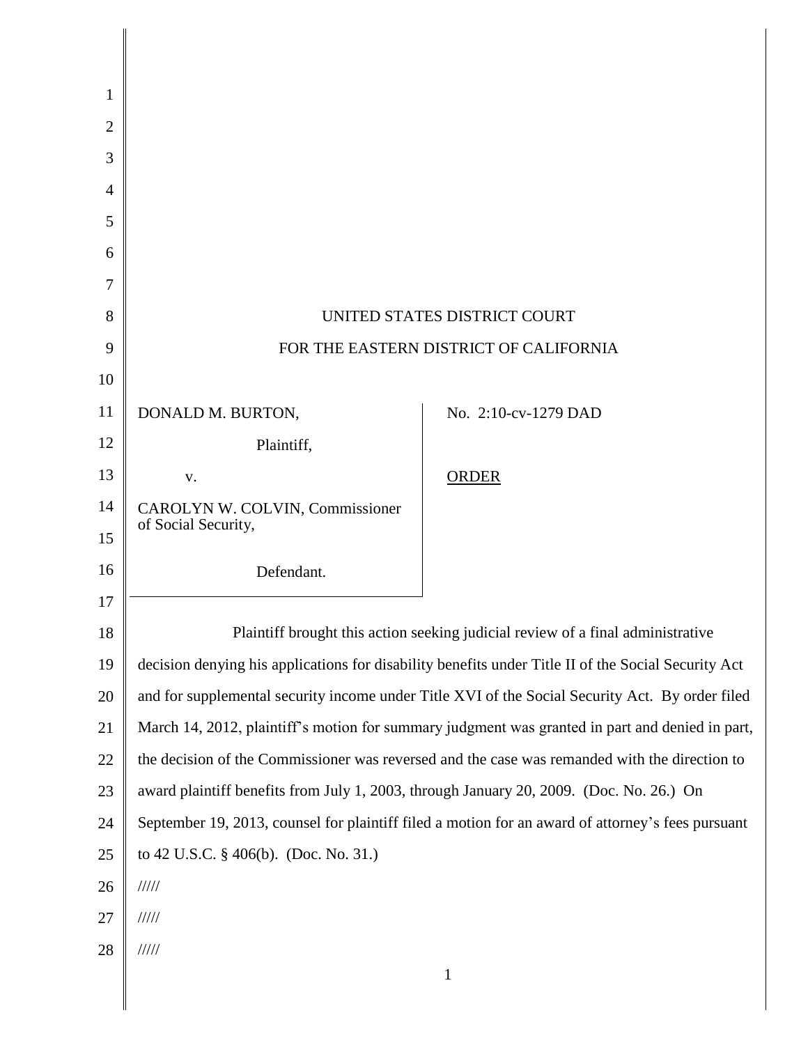UNITED STATES DISTRICT COURT

FOR THE EASTERN DISTRICT OF CALIFORNIA

| | |
|---|---|
| DONALD M. BURTON,<br><br>Plaintiff,<br><br>v.<br><br>CAROLYN W. COLVIN, Commissioner of Social Security,<br><br>Defendant. | No. 2:10-cv-1279 DAD<br><br><u>ORDER</u> |

Plaintiff brought this action seeking judicial review of a final administrative decision denying his applications for disability benefits under Title II of the Social Security Act and for supplemental security income under Title XVI of the Social Security Act. By order filed March 14, 2012, plaintiff's motion for summary judgment was granted in part and denied in part, the decision of the Commissioner was reversed and the case was remanded with the direction to award plaintiff benefits from July 1, 2003, through January 20, 2009. (Doc. No. 26.) On September 19, 2013, counsel for plaintiff filed a motion for an award of attorney's fees pursuant to 42 U.S.C. § 406(b). (Doc. No. 31.)

/////

/////

/////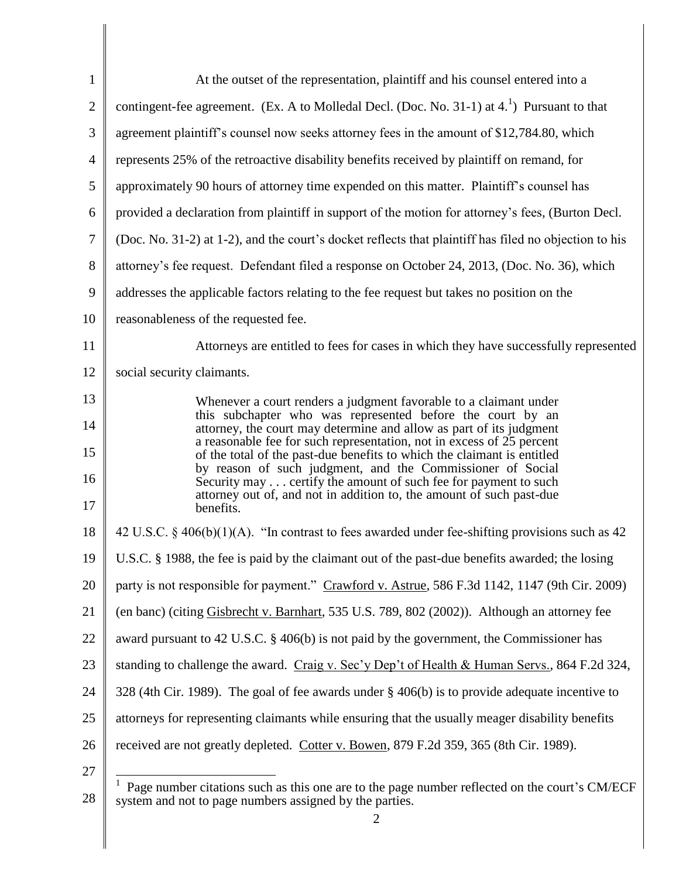At the outset of the representation, plaintiff and his counsel entered into a contingent-fee agreement. (Ex. A to Molledal Decl. (Doc. No. 31-1) at 4.[1]) Pursuant to that agreement plaintiff's counsel now seeks attorney fees in the amount of $12,784.80, which represents 25% of the retroactive disability benefits received by plaintiff on remand, for approximately 90 hours of attorney time expended on this matter. Plaintiff's counsel has provided a declaration from plaintiff in support of the motion for attorney's fees, (Burton Decl. (Doc. No. 31-2) at 1-2), and the court's docket reflects that plaintiff has filed no objection to his attorney's fee request. Defendant filed a response on October 24, 2013, (Doc. No. 36), which addresses the applicable factors relating to the fee request but takes no position on the reasonableness of the requested fee.

Attorneys are entitled to fees for cases in which they have successfully represented social security claimants.

> Whenever a court renders a judgment favorable to a claimant under this subchapter who was represented before the court by an attorney, the court may determine and allow as part of its judgment a reasonable fee for such representation, not in excess of 25 percent of the total of the past-due benefits to which the claimant is entitled by reason of such judgment, and the Commissioner of Social Security may . . . certify the amount of such fee for payment to such attorney out of, and not in addition to, the amount of such past-due benefits.

42 U.S.C. § 406(b)(1)(A). "In contrast to fees awarded under fee-shifting provisions such as 42 U.S.C. § 1988, the fee is paid by the claimant out of the past-due benefits awarded; the losing party is not responsible for payment." Crawford v. Astrue, 586 F.3d 1142, 1147 (9th Cir. 2009) (en banc) (citing Gisbrecht v. Barnhart, 535 U.S. 789, 802 (2002)). Although an attorney fee award pursuant to 42 U.S.C. § 406(b) is not paid by the government, the Commissioner has standing to challenge the award. Craig v. Sec'y Dep't of Health & Human Servs., 864 F.2d 324, 328 (4th Cir. 1989). The goal of fee awards under § 406(b) is to provide adequate incentive to attorneys for representing claimants while ensuring that the usually meager disability benefits received are not greatly depleted. Cotter v. Bowen, 879 F.2d 359, 365 (8th Cir. 1989).

---

[1] Page number citations such as this one are to the page number reflected on the court's CM/ECF system and not to page numbers assigned by the parties.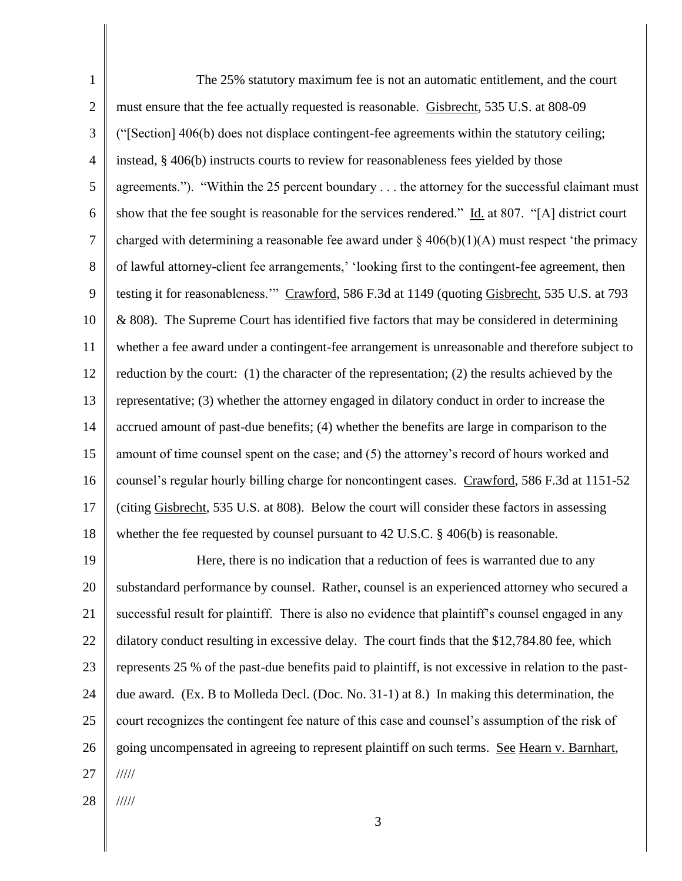The 25% statutory maximum fee is not an automatic entitlement, and the court must ensure that the fee actually requested is reasonable. Gisbrecht, 535 U.S. at 808-09 ("[Section] 406(b) does not displace contingent-fee agreements within the statutory ceiling; instead, § 406(b) instructs courts to review for reasonableness fees yielded by those agreements."). "Within the 25 percent boundary . . . the attorney for the successful claimant must show that the fee sought is reasonable for the services rendered." Id. at 807. "[A] district court charged with determining a reasonable fee award under § 406(b)(1)(A) must respect 'the primacy of lawful attorney-client fee arrangements,' 'looking first to the contingent-fee agreement, then testing it for reasonableness.'" Crawford, 586 F.3d at 1149 (quoting Gisbrecht, 535 U.S. at 793 & 808). The Supreme Court has identified five factors that may be considered in determining whether a fee award under a contingent-fee arrangement is unreasonable and therefore subject to reduction by the court: (1) the character of the representation; (2) the results achieved by the representative; (3) whether the attorney engaged in dilatory conduct in order to increase the accrued amount of past-due benefits; (4) whether the benefits are large in comparison to the amount of time counsel spent on the case; and (5) the attorney's record of hours worked and counsel's regular hourly billing charge for noncontingent cases. Crawford, 586 F.3d at 1151-52 (citing Gisbrecht, 535 U.S. at 808). Below the court will consider these factors in assessing whether the fee requested by counsel pursuant to 42 U.S.C. § 406(b) is reasonable.

Here, there is no indication that a reduction of fees is warranted due to any substandard performance by counsel. Rather, counsel is an experienced attorney who secured a successful result for plaintiff. There is also no evidence that plaintiff's counsel engaged in any dilatory conduct resulting in excessive delay. The court finds that the $12,784.80 fee, which represents 25 % of the past-due benefits paid to plaintiff, is not excessive in relation to the past-due award. (Ex. B to Molleda Decl. (Doc. No. 31-1) at 8.) In making this determination, the court recognizes the contingent fee nature of this case and counsel's assumption of the risk of going uncompensated in agreeing to represent plaintiff on such terms. See Hearn v. Barnhart,

/////

/////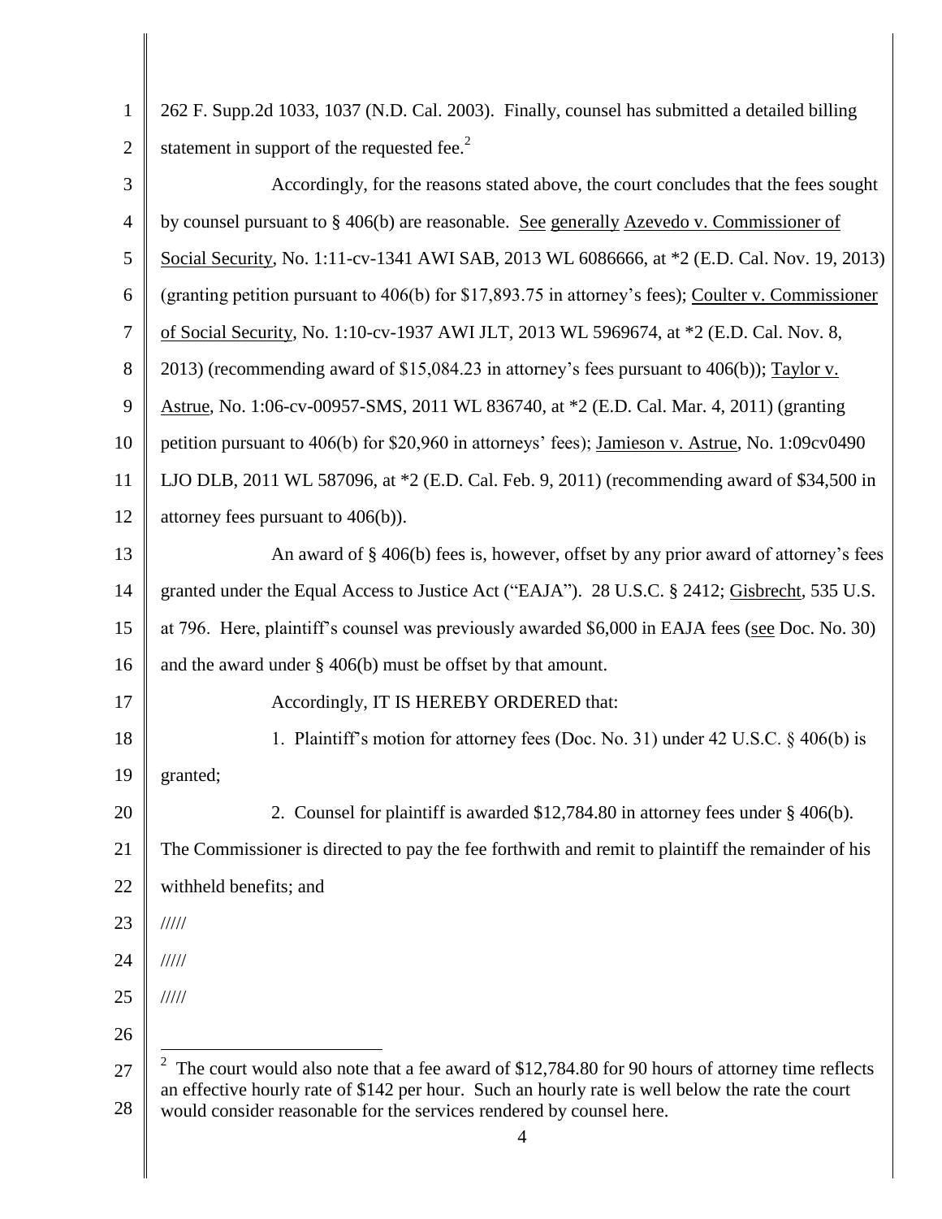262 F. Supp.2d 1033, 1037 (N.D. Cal. 2003). Finally, counsel has submitted a detailed billing statement in support of the requested fee.[2]

Accordingly, for the reasons stated above, the court concludes that the fees sought by counsel pursuant to § 406(b) are reasonable. See generally Azevedo v. Commissioner of Social Security, No. 1:11-cv-1341 AWI SAB, 2013 WL 6086666, at *2 (E.D. Cal. Nov. 19, 2013) (granting petition pursuant to 406(b) for $17,893.75 in attorney's fees); Coulter v. Commissioner of Social Security, No. 1:10-cv-1937 AWI JLT, 2013 WL 5969674, at *2 (E.D. Cal. Nov. 8, 2013) (recommending award of $15,084.23 in attorney's fees pursuant to 406(b)); Taylor v. Astrue, No. 1:06-cv-00957-SMS, 2011 WL 836740, at *2 (E.D. Cal. Mar. 4, 2011) (granting petition pursuant to 406(b) for $20,960 in attorneys' fees); Jamieson v. Astrue, No. 1:09cv0490 LJO DLB, 2011 WL 587096, at *2 (E.D. Cal. Feb. 9, 2011) (recommending award of $34,500 in attorney fees pursuant to 406(b)).

An award of § 406(b) fees is, however, offset by any prior award of attorney's fees granted under the Equal Access to Justice Act ("EAJA"). 28 U.S.C. § 2412; Gisbrecht, 535 U.S. at 796. Here, plaintiff's counsel was previously awarded $6,000 in EAJA fees (see Doc. No. 30) and the award under § 406(b) must be offset by that amount.

Accordingly, IT IS HEREBY ORDERED that:

1. Plaintiff's motion for attorney fees (Doc. No. 31) under 42 U.S.C. § 406(b) is granted;

2. Counsel for plaintiff is awarded $12,784.80 in attorney fees under § 406(b). The Commissioner is directed to pay the fee forthwith and remit to plaintiff the remainder of his withheld benefits; and

/////

/////

/////

---

[2] The court would also note that a fee award of $12,784.80 for 90 hours of attorney time reflects an effective hourly rate of $142 per hour. Such an hourly rate is well below the rate the court would consider reasonable for the services rendered by counsel here.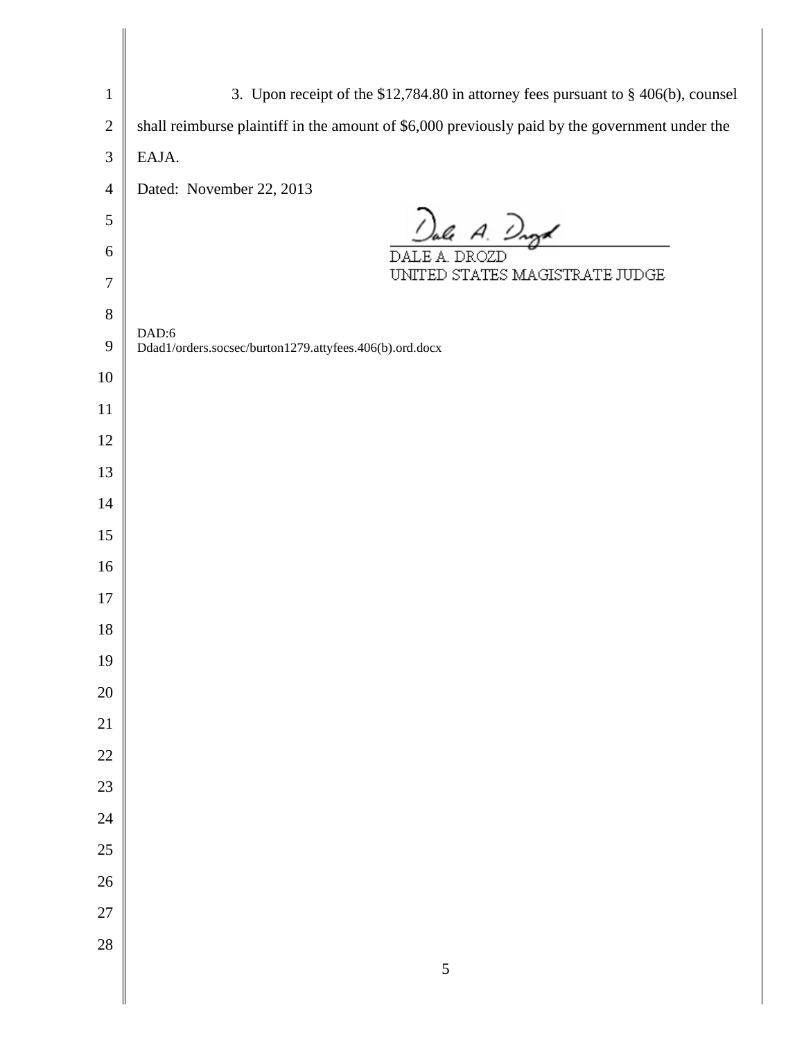3. Upon receipt of the $12,784.80 in attorney fees pursuant to § 406(b), counsel shall reimburse plaintiff in the amount of $6,000 previously paid by the government under the EAJA.

Dated: November 22, 2013

DALE A. DROZD
UNITED STATES MAGISTRATE JUDGE

DAD:6
Ddad1/orders.socsec/burton1279.attyfees.406(b).ord.docx